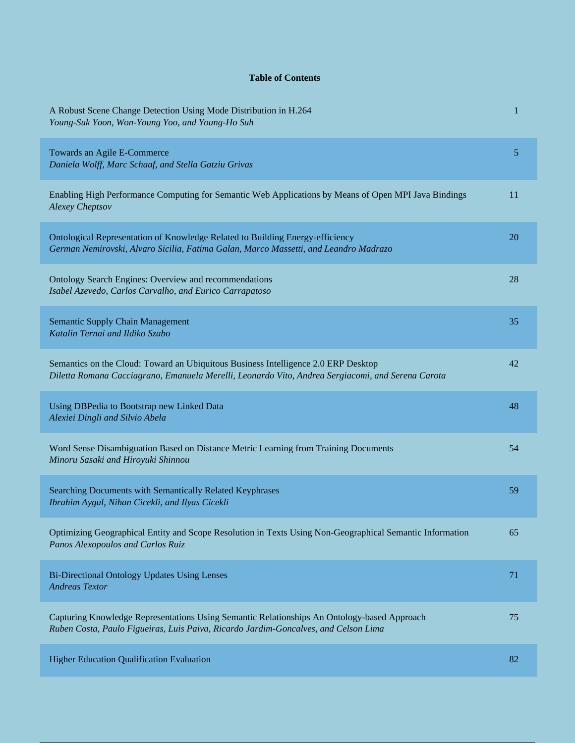**Table of Contents**

| | |
|---|---|
| A Robust Scene Change Detection Using Mode Distribution in H.264<br>*Young-Suk Yoon, Won-Young Yoo, and Young-Ho Suh* | 1 |
| Towards an Agile E-Commerce<br>*Daniela Wolff, Marc Schaaf, and Stella Gatziu Grivas* | 5 |
| Enabling High Performance Computing for Semantic Web Applications by Means of Open MPI Java Bindings<br>*Alexey Cheptsov* | 11 |
| Ontological Representation of Knowledge Related to Building Energy-efficiency<br>*German Nemirovski, Alvaro Sicilia, Fatima Galan, Marco Massetti, and Leandro Madrazo* | 20 |
| Ontology Search Engines: Overview and recommendations<br>*Isabel Azevedo, Carlos Carvalho, and Eurico Carrapatoso* | 28 |
| Semantic Supply Chain Management<br>*Katalin Ternai and Ildiko Szabo* | 35 |
| Semantics on the Cloud: Toward an Ubiquitous Business Intelligence 2.0 ERP Desktop<br>*Diletta Romana Cacciagrano, Emanuela Merelli, Leonardo Vito, Andrea Sergiacomi, and Serena Carota* | 42 |
| Using DBPedia to Bootstrap new Linked Data<br>*Alexiei Dingli and Silvio Abela* | 48 |
| Word Sense Disambiguation Based on Distance Metric Learning from Training Documents<br>*Minoru Sasaki and Hiroyuki Shinnou* | 54 |
| Searching Documents with Semantically Related Keyphrases<br>*Ibrahim Aygul, Nihan Cicekli, and Ilyas Cicekli* | 59 |
| Optimizing Geographical Entity and Scope Resolution in Texts Using Non-Geographical Semantic Information<br>*Panos Alexopoulos and Carlos Ruiz* | 65 |
| Bi-Directional Ontology Updates Using Lenses<br>*Andreas Textor* | 71 |
| Capturing Knowledge Representations Using Semantic Relationships An Ontology-based Approach<br>*Ruben Costa, Paulo Figueiras, Luis Paiva, Ricardo Jardim-Goncalves, and Celson Lima* | 75 |
| Higher Education Qualification Evaluation | 82 |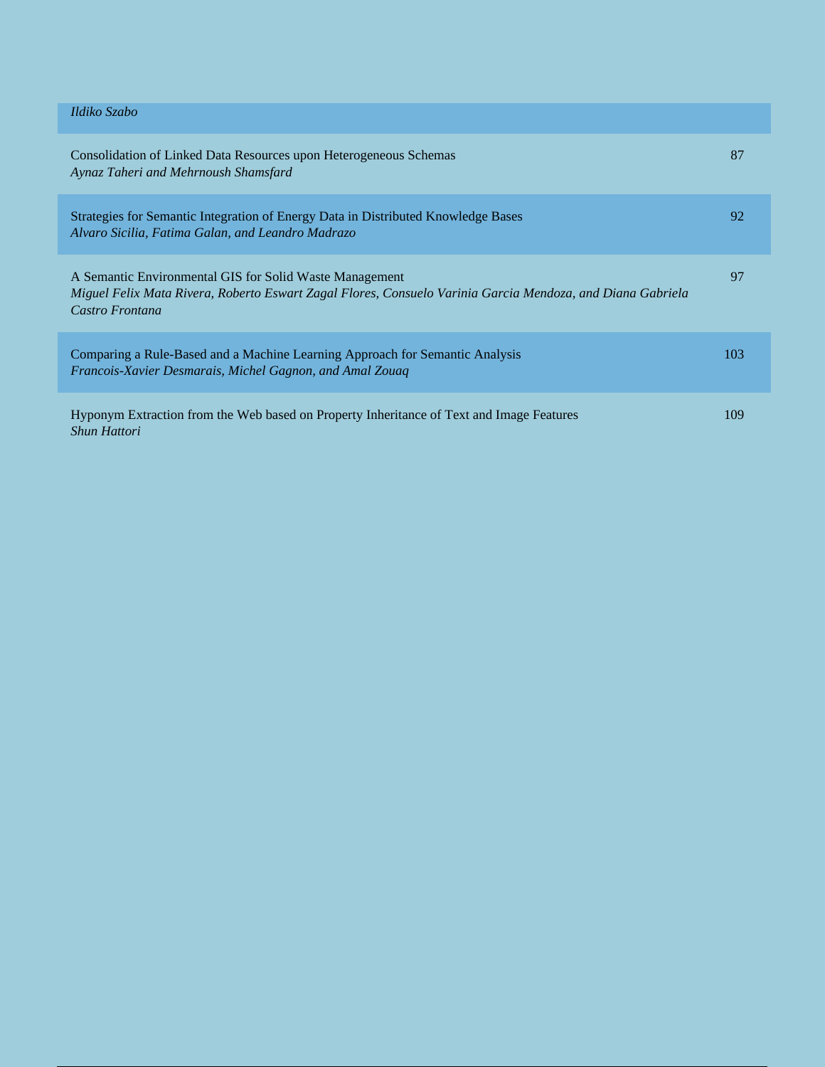*Ildiko Szabo*

| | |
|---|---|
| Consolidation of Linked Data Resources upon Heterogeneous Schemas<br>*Aynaz Taheri and Mehrnoush Shamsfard* | 87 |
| Strategies for Semantic Integration of Energy Data in Distributed Knowledge Bases<br>*Alvaro Sicilia, Fatima Galan, and Leandro Madrazo* | 92 |
| A Semantic Environmental GIS for Solid Waste Management<br>*Miguel Felix Mata Rivera, Roberto Eswart Zagal Flores, Consuelo Varinia Garcia Mendoza, and Diana Gabriela Castro Frontana* | 97 |
| Comparing a Rule-Based and a Machine Learning Approach for Semantic Analysis<br>*Francois-Xavier Desmarais, Michel Gagnon, and Amal Zouaq* | 103 |
| Hyponym Extraction from the Web based on Property Inheritance of Text and Image Features<br>*Shun Hattori* | 109 |